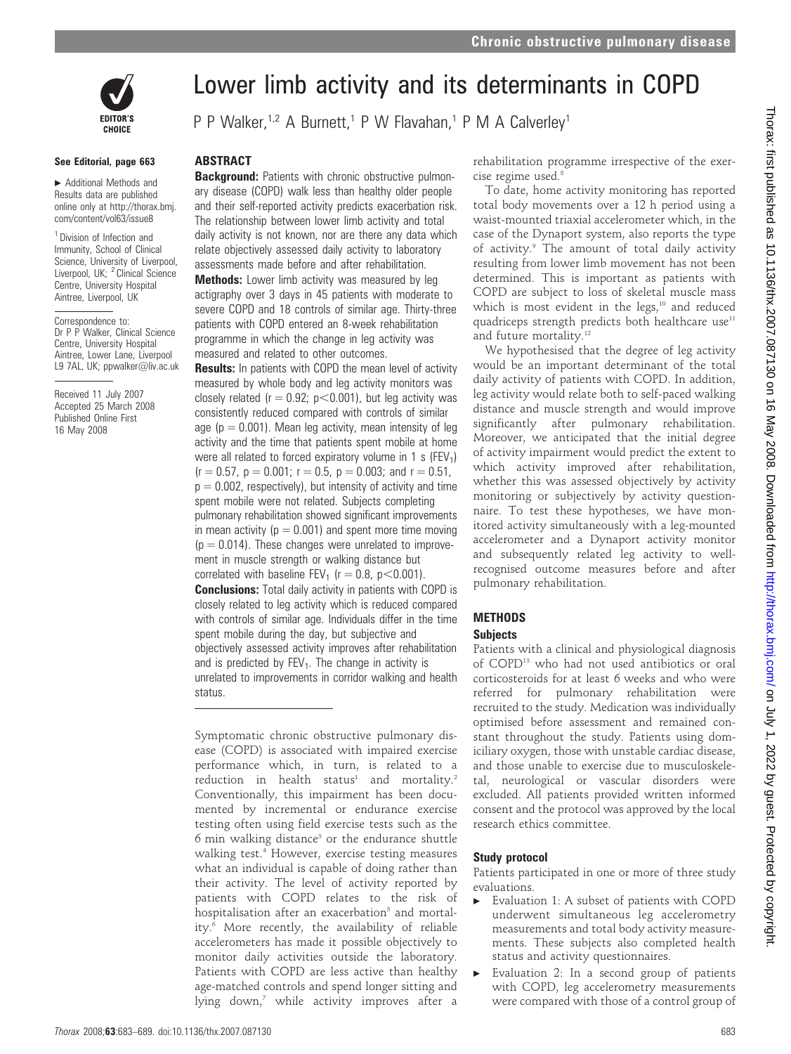# Lower limb activity and its determinants in COPD

P P Walker,[1,2] A Burnett,[1] P W Flavahan,[1] P M A Calverley[1]

See Editorial, page 663

► Additional Methods and Results data are published online only at http://thorax.bmj.com/content/vol63/issue8

[1] Division of Infection and Immunity, School of Clinical Science, University of Liverpool, Liverpool, UK; [2] Clinical Science Centre, University Hospital Aintree, Liverpool, UK

Correspondence to: Dr P P Walker, Clinical Science Centre, University Hospital Aintree, Lower Lane, Liverpool L9 7AL, UK; ppwalker@liv.ac.uk

Received 11 July 2007
Accepted 25 March 2008
Published Online First 16 May 2008

## ABSTRACT

**Background:** Patients with chronic obstructive pulmonary disease (COPD) walk less than healthy older people and their self-reported activity predicts exacerbation risk. The relationship between lower limb activity and total daily activity is not known, nor are there any data which relate objectively assessed daily activity to laboratory assessments made before and after rehabilitation.

**Methods:** Lower limb activity was measured by leg actigraphy over 3 days in 45 patients with moderate to severe COPD and 18 controls of similar age. Thirty-three patients with COPD entered an 8-week rehabilitation programme in which the change in leg activity was measured and related to other outcomes.

**Results:** In patients with COPD the mean level of activity measured by whole body and leg activity monitors was closely related ($r = 0.92$; $p<0.001$), but leg activity was consistently reduced compared with controls of similar age ($p = 0.001$). Mean leg activity, mean intensity of leg activity and the time that patients spent mobile at home were all related to forced expiratory volume in 1 s ($FEV_1$) ($r = 0.57$, $p = 0.001$; $r = 0.5$, $p = 0.003$; and $r = 0.51$, $p = 0.002$, respectively), but intensity of activity and time spent mobile were not related. Subjects completing pulmonary rehabilitation showed significant improvements in mean activity ($p = 0.001$) and spent more time moving ($p = 0.014$). These changes were unrelated to improvement in muscle strength or walking distance but correlated with baseline $FEV_1$ ($r = 0.8$, $p<0.001$).

**Conclusions:** Total daily activity in patients with COPD is closely related to leg activity which is reduced compared with controls of similar age. Individuals differ in the time spent mobile during the day, but subjective and objectively assessed activity improves after rehabilitation and is predicted by $FEV_1$. The change in activity is unrelated to improvements in corridor walking and health status.

Symptomatic chronic obstructive pulmonary disease (COPD) is associated with impaired exercise performance which, in turn, is related to a reduction in health status[1] and mortality.[2] Conventionally, this impairment has been documented by incremental or endurance exercise testing often using field exercise tests such as the 6 min walking distance[3] or the endurance shuttle walking test.[4] However, exercise testing measures what an individual is capable of doing rather than their activity. The level of activity reported by patients with COPD relates to the risk of hospitalisation after an exacerbation[5] and mortality.[6] More recently, the availability of reliable accelerometers has made it possible objectively to monitor daily activities outside the laboratory. Patients with COPD are less active than healthy age-matched controls and spend longer sitting and lying down,[7] while activity improves after a rehabilitation programme irrespective of the exercise regime used.[8]

To date, home activity monitoring has reported total body movements over a 12 h period using a waist-mounted triaxial accelerometer which, in the case of the Dynaport system, also reports the type of activity.[9] The amount of total daily activity resulting from lower limb movement has not been determined. This is important as patients with COPD are subject to loss of skeletal muscle mass which is most evident in the legs,[10] and reduced quadriceps strength predicts both healthcare use[11] and future mortality.[12]

We hypothesised that the degree of leg activity would be an important determinant of the total daily activity of patients with COPD. In addition, leg activity would relate both to self-paced walking distance and muscle strength and would improve significantly after pulmonary rehabilitation. Moreover, we anticipated that the initial degree of activity impairment would predict the extent to which activity improved after rehabilitation, whether this was assessed objectively by activity monitoring or subjectively by activity questionnaire. To test these hypotheses, we have monitored activity simultaneously with a leg-mounted accelerometer and a Dynaport activity monitor and subsequently related leg activity to well-recognised outcome measures before and after pulmonary rehabilitation.

## METHODS

### Subjects

Patients with a clinical and physiological diagnosis of COPD[13] who had not used antibiotics or oral corticosteroids for at least 6 weeks and who were referred for pulmonary rehabilitation were recruited to the study. Medication was individually optimised before assessment and remained constant throughout the study. Patients using domiciliary oxygen, those with unstable cardiac disease, and those unable to exercise due to musculoskeletal, neurological or vascular disorders were excluded. All patients provided written informed consent and the protocol was approved by the local research ethics committee.

### Study protocol

Patients participated in one or more of three study evaluations.

- Evaluation 1: A subset of patients with COPD underwent simultaneous leg accelerometry measurements and total body activity measurements. These subjects also completed health status and activity questionnaires.
- Evaluation 2: In a second group of patients with COPD, leg accelerometry measurements were compared with those of a control group of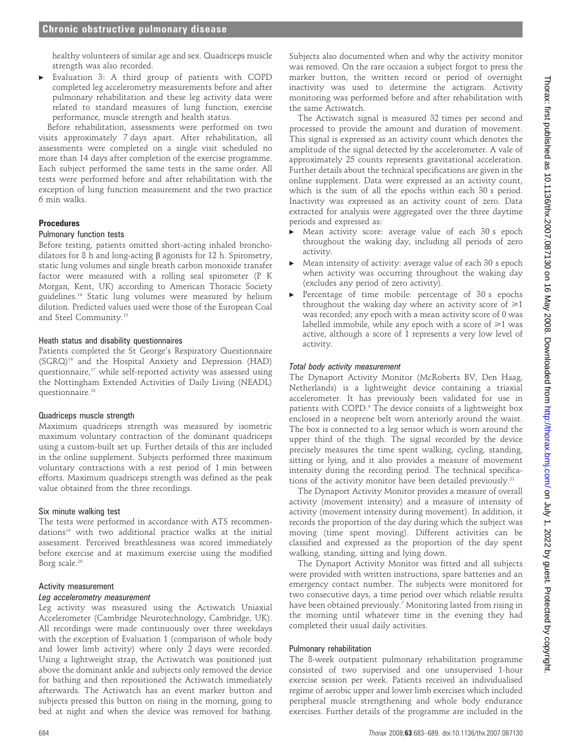healthy volunteers of similar age and sex. Quadriceps muscle strength was also recorded.

- Evaluation 3: A third group of patients with COPD completed leg accelerometry measurements before and after pulmonary rehabilitation and these leg activity data were related to standard measures of lung function, exercise performance, muscle strength and health status.

Before rehabilitation, assessments were performed on two visits approximately 7 days apart. After rehabilitation, all assessments were completed on a single visit scheduled no more than 14 days after completion of the exercise programme. Each subject performed the same tests in the same order. All tests were performed before and after rehabilitation with the exception of lung function measurement and the two practice 6 min walks.

## Procedures

### Pulmonary function tests

Before testing, patients omitted short-acting inhaled bronchodilators for 8 h and long-acting β agonists for 12 h. Spirometry, static lung volumes and single breath carbon monoxide transfer factor were measured with a rolling seal spirometer (P K Morgan, Kent, UK) according to American Thoracic Society guidelines.[14] Static lung volumes were measured by helium dilution. Predicted values used were those of the European Coal and Steel Community.[15]

### Heath status and disability questionnaires

Patients completed the St George's Respiratory Questionnaire (SGRQ)[16] and the Hospital Anxiety and Depression (HAD) questionnaire,[17] while self-reported activity was assessed using the Nottingham Extended Activities of Daily Living (NEADL) questionnaire.[18]

### Quadriceps muscle strength

Maximum quadriceps strength was measured by isometric maximum voluntary contraction of the dominant quadriceps using a custom-built set up. Further details of this are included in the online supplement. Subjects performed three maximum voluntary contractions with a rest period of 1 min between efforts. Maximum quadriceps strength was defined as the peak value obtained from the three recordings.

### Six minute walking test

The tests were performed in accordance with ATS recommendations[19] with two additional practice walks at the initial assessment. Perceived breathlessness was scored immediately before exercise and at maximum exercise using the modified Borg scale.[20]

### Activity measurement

#### *Leg accelerometry measurement*

Leg activity was measured using the Actiwatch Uniaxial Accelerometer (Cambridge Neurotechnology, Cambridge, UK). All recordings were made continuously over three weekdays with the exception of Evaluation 1 (comparison of whole body and lower limb activity) where only 2 days were recorded. Using a lightweight strap, the Actiwatch was positioned just above the dominant ankle and subjects only removed the device for bathing and then repositioned the Actiwatch immediately afterwards. The Actiwatch has an event marker button and subjects pressed this button on rising in the morning, going to bed at night and when the device was removed for bathing. Subjects also documented when and why the activity monitor was removed. On the rare occasion a subject forgot to press the marker button, the written record or period of overnight inactivity was used to determine the actigram. Activity monitoring was performed before and after rehabilitation with the same Actiwatch.

The Actiwatch signal is measured 32 times per second and processed to provide the amount and duration of movement. This signal is expressed as an activity count which denotes the amplitude of the signal detected by the accelerometer. A vale of approximately 25 counts represents gravitational acceleration. Further details about the technical specifications are given in the online supplement. Data were expressed as an activity count, which is the sum of all the epochs within each 30 s period. Inactivity was expressed as an activity count of zero. Data extracted for analysis were aggregated over the three daytime periods and expressed as:

- Mean activity score: average value of each 30 s epoch throughout the waking day, including all periods of zero activity.
- Mean intensity of activity: average value of each 30 s epoch when activity was occurring throughout the waking day (excludes any period of zero activity).
- Percentage of time mobile: percentage of 30 s epochs throughout the waking day where an activity score of $\geqslant 1$ was recorded; any epoch with a mean activity score of 0 was labelled immobile, while any epoch with a score of $\geqslant 1$ was active, although a score of 1 represents a very low level of activity.

#### *Total body activity measurement*

The Dynaport Activity Monitor (McRoberts BV, Den Haag, Netherlands) is a lightweight device containing a triaxial accelerometer. It has previously been validated for use in patients with COPD.[9] The device consists of a lightweight box enclosed in a neoprene belt worn anteriorly around the waist. The box is connected to a leg sensor which is worn around the upper third of the thigh. The signal recorded by the device precisely measures the time spent walking, cycling, standing, sitting or lying, and it also provides a measure of movement intensity during the recording period. The technical specifications of the activity monitor have been detailed previously.[21]

The Dynaport Activity Monitor provides a measure of overall activity (movement intensity) and a measure of intensity of activity (movement intensity during movement). In addition, it records the proportion of the day during which the subject was moving (time spent moving). Different activities can be classified and expressed as the proportion of the day spent walking, standing, sitting and lying down.

The Dynaport Activity Monitor was fitted and all subjects were provided with written instructions, spare batteries and an emergency contact number. The subjects were monitored for two consecutive days, a time period over which reliable results have been obtained previously.[7] Monitoring lasted from rising in the morning until whatever time in the evening they had completed their usual daily activities.

### Pulmonary rehabilitation

The 8-week outpatient pulmonary rehabilitation programme consisted of two supervised and one unsupervised 1-hour exercise session per week. Patients received an individualised regime of aerobic upper and lower limb exercises which included peripheral muscle strengthening and whole body endurance exercises. Further details of the programme are included in the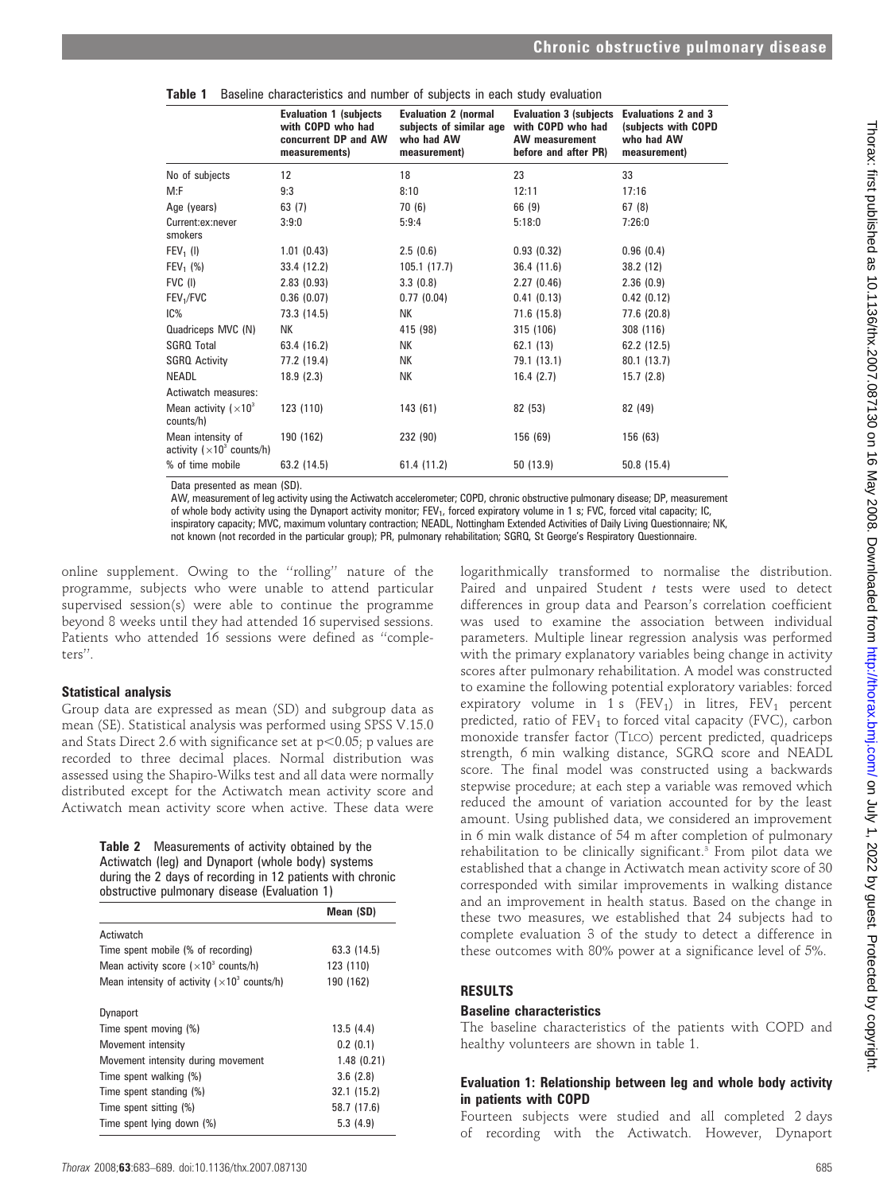**Table 1** Baseline characteristics and number of subjects in each study evaluation

| | Evaluation 1 (subjects with COPD who had concurrent DP and AW measurements) | Evaluation 2 (normal subjects of similar age who had AW measurement) | Evaluation 3 (subjects with COPD who had AW measurement before and after PR) | Evaluations 2 and 3 (subjects with COPD who had AW measurement) |
|---|---|---|---|---|
| No of subjects | 12 | 18 | 23 | 33 |
| M:F | 9:3 | 8:10 | 12:11 | 17:16 |
| Age (years) | 63 (7) | 70 (6) | 66 (9) | 67 (8) |
| Current:ex:never smokers | 3:9:0 | 5:9:4 | 5:18:0 | 7:26:0 |
| $FEV_1$ (l) | 1.01 (0.43) | 2.5 (0.6) | 0.93 (0.32) | 0.96 (0.4) |
| $FEV_1$ (%) | 33.4 (12.2) | 105.1 (17.7) | 36.4 (11.6) | 38.2 (12) |
| FVC (l) | 2.83 (0.93) | 3.3 (0.8) | 2.27 (0.46) | 2.36 (0.9) |
| $FEV_1$/FVC | 0.36 (0.07) | 0.77 (0.04) | 0.41 (0.13) | 0.42 (0.12) |
| IC% | 73.3 (14.5) | NK | 71.6 (15.8) | 77.6 (20.8) |
| Quadriceps MVC (N) | NK | 415 (98) | 315 (106) | 308 (116) |
| SGRQ Total | 63.4 (16.2) | NK | 62.1 (13) | 62.2 (12.5) |
| SGRQ Activity | 77.2 (19.4) | NK | 79.1 (13.1) | 80.1 (13.7) |
| NEADL | 18.9 (2.3) | NK | 16.4 (2.7) | 15.7 (2.8) |
| Actiwatch measures: | | | | |
| Mean activity ($\times 10^3$ counts/h) | 123 (110) | 143 (61) | 82 (53) | 82 (49) |
| Mean intensity of activity ($\times 10^3$ counts/h) | 190 (162) | 232 (90) | 156 (69) | 156 (63) |
| % of time mobile | 63.2 (14.5) | 61.4 (11.2) | 50 (13.9) | 50.8 (15.4) |

Data presented as mean (SD).

AW, measurement of leg activity using the Actiwatch accelerometer; COPD, chronic obstructive pulmonary disease; DP, measurement of whole body activity using the Dynaport activity monitor; $FEV_1$, forced expiratory volume in 1 s; FVC, forced vital capacity; IC, inspiratory capacity; MVC, maximum voluntary contraction; NEADL, Nottingham Extended Activities of Daily Living Questionnaire; NK, not known (not recorded in the particular group); PR, pulmonary rehabilitation; SGRQ, St George's Respiratory Questionnaire.

online supplement. Owing to the "rolling" nature of the programme, subjects who were unable to attend particular supervised session(s) were able to continue the programme beyond 8 weeks until they had attended 16 supervised sessions. Patients who attended 16 sessions were defined as "completers".

### Statistical analysis

Group data are expressed as mean (SD) and subgroup data as mean (SE). Statistical analysis was performed using SPSS V.15.0 and Stats Direct 2.6 with significance set at $p<0.05$; p values are recorded to three decimal places. Normal distribution was assessed using the Shapiro-Wilks test and all data were normally distributed except for the Actiwatch mean activity score and Actiwatch mean activity score when active. These data were logarithmically transformed to normalise the distribution. Paired and unpaired Student *t* tests were used to detect differences in group data and Pearson's correlation coefficient was used to examine the association between individual parameters. Multiple linear regression analysis was performed with the primary explanatory variables being change in activity scores after pulmonary rehabilitation. A model was constructed to examine the following potential exploratory variables: forced expiratory volume in 1 s ($FEV_1$) in litres, $FEV_1$ percent predicted, ratio of $FEV_1$ to forced vital capacity (FVC), carbon monoxide transfer factor (TLCO) percent predicted, quadriceps strength, 6 min walking distance, SGRQ score and NEADL score. The final model was constructed using a backwards stepwise procedure; at each step a variable was removed which reduced the amount of variation accounted for by the least amount. Using published data, we considered an improvement in 6 min walk distance of 54 m after completion of pulmonary rehabilitation to be clinically significant.[3] From pilot data we established that a change in Actiwatch mean activity score of 30 corresponded with similar improvements in walking distance and an improvement in health status. Based on the change in these two measures, we established that 24 subjects had to complete evaluation 3 of the study to detect a difference in these outcomes with 80% power at a significance level of 5%.

**Table 2** Measurements of activity obtained by the Actiwatch (leg) and Dynaport (whole body) systems during the 2 days of recording in 12 patients with chronic obstructive pulmonary disease (Evaluation 1)

| | Mean (SD) |
|---|---|
| Actiwatch | |
| Time spent mobile (% of recording) | 63.3 (14.5) |
| Mean activity score ($\times 10^3$ counts/h) | 123 (110) |
| Mean intensity of activity ($\times 10^3$ counts/h) | 190 (162) |
| Dynaport | |
| Time spent moving (%) | 13.5 (4.4) |
| Movement intensity | 0.2 (0.1) |
| Movement intensity during movement | 1.48 (0.21) |
| Time spent walking (%) | 3.6 (2.8) |
| Time spent standing (%) | 32.1 (15.2) |
| Time spent sitting (%) | 58.7 (17.6) |
| Time spent lying down (%) | 5.3 (4.9) |

## RESULTS

### Baseline characteristics

The baseline characteristics of the patients with COPD and healthy volunteers are shown in table 1.

### Evaluation 1: Relationship between leg and whole body activity in patients with COPD

Fourteen subjects were studied and all completed 2 days of recording with the Actiwatch. However, Dynaport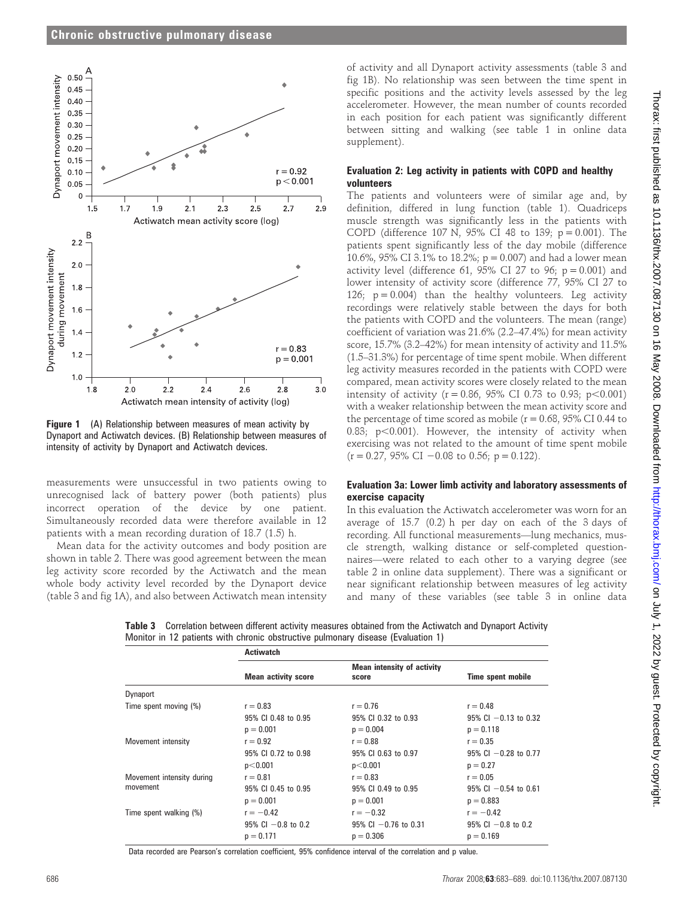**Figure 1** (A) Relationship between measures of mean activity by Dynaport and Actiwatch devices. (B) Relationship between measures of intensity of activity by Dynaport and Actiwatch devices.

measurements were unsuccessful in two patients owing to unrecognised lack of battery power (both patients) plus incorrect operation of the device by one patient. Simultaneously recorded data were therefore available in 12 patients with a mean recording duration of 18.7 (1.5) h.

Mean data for the activity outcomes and body position are shown in table 2. There was good agreement between the mean leg activity score recorded by the Actiwatch and the mean whole body activity level recorded by the Dynaport device (table 3 and fig 1A), and also between Actiwatch mean intensity of activity and all Dynaport activity assessments (table 3 and fig 1B). No relationship was seen between the time spent in specific positions and the activity levels assessed by the leg accelerometer. However, the mean number of counts recorded in each position for each patient was significantly different between sitting and walking (see table 1 in online data supplement).

### Evaluation 2: Leg activity in patients with COPD and healthy volunteers

The patients and volunteers were of similar age and, by definition, differed in lung function (table 1). Quadriceps muscle strength was significantly less in the patients with COPD (difference 107 N, 95% CI 48 to 139; $p = 0.001$). The patients spent significantly less of the day mobile (difference 10.6%, 95% CI 3.1% to 18.2%; $p = 0.007$) and had a lower mean activity level (difference 61, 95% CI 27 to 96; $p = 0.001$) and lower intensity of activity score (difference 77, 95% CI 27 to 126; $p = 0.004$) than the healthy volunteers. Leg activity recordings were relatively stable between the days for both the patients with COPD and the volunteers. The mean (range) coefficient of variation was 21.6% (2.2–47.4%) for mean activity score, 15.7% (3.2–42%) for mean intensity of activity and 11.5% (1.5–31.3%) for percentage of time spent mobile. When different leg activity measures recorded in the patients with COPD were compared, mean activity scores were closely related to the mean intensity of activity ($r = 0.86$, 95% CI 0.73 to 0.93; $p<0.001$) with a weaker relationship between the mean activity score and the percentage of time scored as mobile ($r = 0.68$, 95% CI 0.44 to 0.83; $p<0.001$). However, the intensity of activity when exercising was not related to the amount of time spent mobile ($r = 0.27$, 95% CI −0.08 to 0.56; $p = 0.122$).

### Evaluation 3a: Lower limb activity and laboratory assessments of exercise capacity

In this evaluation the Actiwatch accelerometer was worn for an average of 15.7 (0.2) h per day on each of the 3 days of recording. All functional measurements—lung mechanics, muscle strength, walking distance or self-completed questionnaires—were related to each other to a varying degree (see table 2 in online data supplement). There was a significant or near significant relationship between measures of leg activity and many of these variables (see table 3 in online data

**Table 3** Correlation between different activity measures obtained from the Actiwatch and Dynaport Activity Monitor in 12 patients with chronic obstructive pulmonary disease (Evaluation 1)

| | Actiwatch | | |
|---|---|---|---|
| | Mean activity score | Mean intensity of activity score | Time spent mobile |
| Dynaport | | | |
| Time spent moving (%) | r = 0.83<br>95% CI 0.48 to 0.95<br>p = 0.001 | r = 0.76<br>95% CI 0.32 to 0.93<br>p = 0.004 | r = 0.48<br>95% CI −0.13 to 0.32<br>p = 0.118 |
| Movement intensity | r = 0.92<br>95% CI 0.72 to 0.98<br>p<0.001 | r = 0.88<br>95% CI 0.63 to 0.97<br>p<0.001 | r = 0.35<br>95% CI −0.28 to 0.77<br>p = 0.27 |
| Movement intensity during movement | r = 0.81<br>95% CI 0.45 to 0.95<br>p = 0.001 | r = 0.83<br>95% CI 0.49 to 0.95<br>p = 0.001 | r = 0.05<br>95% CI −0.54 to 0.61<br>p = 0.883 |
| Time spent walking (%) | r = −0.42<br>95% CI −0.8 to 0.2<br>p = 0.171 | r = −0.32<br>95% CI −0.76 to 0.31<br>p = 0.306 | r = −0.42<br>95% CI −0.8 to 0.2<br>p = 0.169 |

Data recorded are Pearson's correlation coefficient, 95% confidence interval of the correlation and p value.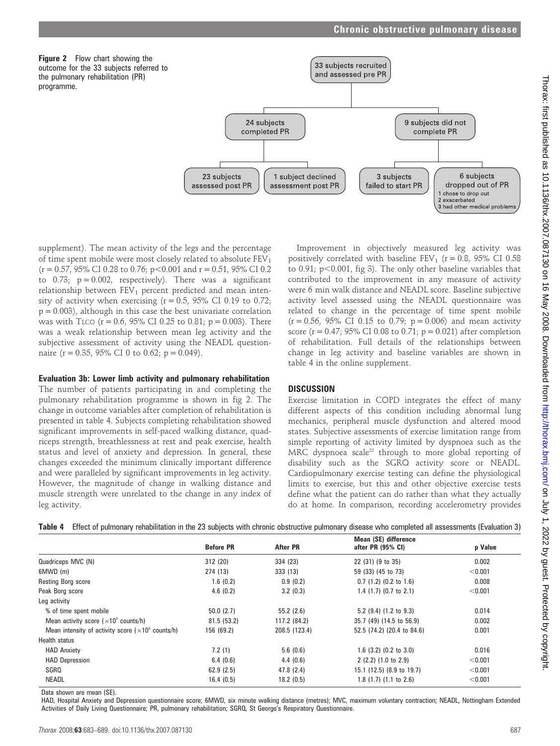**Figure 2** Flow chart showing the outcome for the 33 subjects referred to the pulmonary rehabilitation (PR) programme.

33 subjects recruited and assessed pre PR

24 subjects completed PR

9 subjects did not complete PR

23 subjects assessed post PR

1 subject declined assessment post PR

3 subjects failed to start PR

6 subjects dropped out of PR
1 chose to drop out
2 exacerbated
3 had other medical problems

supplement). The mean activity of the legs and the percentage of time spent mobile were most closely related to absolute $FEV_1$ (r = 0.57, 95% CI 0.28 to 0.76; p<0.001 and r = 0.51, 95% CI 0.2 to 0.73; p = 0.002, respectively). There was a significant relationship between $FEV_1$ percent predicted and mean intensity of activity when exercising (r = 0.5, 95% CI 0.19 to 0.72; p = 0.003), although in this case the best univariate correlation was with TLCO (r = 0.6, 95% CI 0.25 to 0.81; p = 0.003). There was a weak relationship between mean leg activity and the subjective assessment of activity using the NEADL questionnaire (r = 0.35, 95% CI 0 to 0.62; p = 0.049).

### Evaluation 3b: Lower limb activity and pulmonary rehabilitation

The number of patients participating in and completing the pulmonary rehabilitation programme is shown in fig 2. The change in outcome variables after completion of rehabilitation is presented in table 4. Subjects completing rehabilitation showed significant improvements in self-paced walking distance, quadriceps strength, breathlessness at rest and peak exercise, health status and level of anxiety and depression. In general, these changes exceeded the minimum clinically important difference and were paralleled by significant improvements in leg activity. However, the magnitude of change in walking distance and muscle strength were unrelated to the change in any index of leg activity.

Improvement in objectively measured leg activity was positively correlated with baseline $FEV_1$ (r = 0.8, 95% CI 0.58 to 0.91; p<0.001, fig 3). The only other baseline variables that contributed to the improvement in any measure of activity were 6 min walk distance and NEADL score. Baseline subjective activity level assessed using the NEADL questionnaire was related to change in the percentage of time spent mobile (r = 0.56, 95% CI 0.15 to 0.79; p = 0.006) and mean activity score (r = 0.47; 95% CI 0.08 to 0.71; p = 0.021) after completion of rehabilitation. Full details of the relationships between change in leg activity and baseline variables are shown in table 4 in the online supplement.

## DISCUSSION

Exercise limitation in COPD integrates the effect of many different aspects of this condition including abnormal lung mechanics, peripheral muscle dysfunction and altered mood states. Subjective assessments of exercise limitation range from simple reporting of activity limited by dyspnoea such as the MRC dyspnoea scale[22] through to more global reporting of disability such as the SGRQ activity score or NEADL. Cardiopulmonary exercise testing can define the physiological limits to exercise, but this and other objective exercise tests define what the patient can do rather than what they actually do at home. In comparison, recording accelerometry provides

**Table 4** Effect of pulmonary rehabilitation in the 23 subjects with chronic obstructive pulmonary disease who completed all assessments (Evaluation 3)

| | Before PR | After PR | Mean (SE) difference after PR (95% CI) | p Value |
|---|---|---|---|---|
| Quadriceps MVC (N) | 312 (20) | 334 (23) | 22 (31) (9 to 35) | 0.002 |
| 6MWD (m) | 274 (13) | 333 (13) | 59 (33) (45 to 73) | <0.001 |
| Resting Borg score | 1.6 (0.2) | 0.9 (0.2) | 0.7 (1.2) (0.2 to 1.6) | 0.008 |
| Peak Borg score | 4.6 (0.2) | 3.2 (0.3) | 1.4 (1.7) (0.7 to 2.1) | <0.001 |
| Leg activity | | | | |
| % of time spent mobile | 50.0 (2.7) | 55.2 (2.6) | 5.2 (9.4) (1.2 to 9.3) | 0.014 |
| Mean activity score ($\times 10^3$ counts/h) | 81.5 (53.2) | 117.2 (84.2) | 35.7 (49) (14.5 to 56.9) | 0.002 |
| Mean intensity of activity score ($\times 10^3$ counts/h) | 156 (69.2) | 208.5 (123.4) | 52.5 (74.2) (20.4 to 84.6) | 0.001 |
| Health status | | | | |
| HAD Anxiety | 7.2 (1) | 5.6 (0.6) | 1.6 (3.2) (0.2 to 3.0) | 0.016 |
| HAD Depression | 6.4 (0.6) | 4.4 (0.6) | 2 (2.2) (1.0 to 2.9) | <0.001 |
| SGRQ | 62.9 (2.5) | 47.8 (2.4) | 15.1 (12.5) (8.9 to 19.7) | <0.001 |
| NEADL | 16.4 (0.5) | 18.2 (0.5) | 1.8 (1.7) (1.1 to 2.6) | <0.001 |

Data shown are mean (SE).

HAD, Hospital Anxiety and Depression questionnaire score; 6MWD, six minute walking distance (metres); MVC, maximum voluntary contraction; NEADL, Nottingham Extended Activities of Daily Living Questionnaire; PR, pulmonary rehabilitation; SGRQ, St George's Respiratory Questionnaire.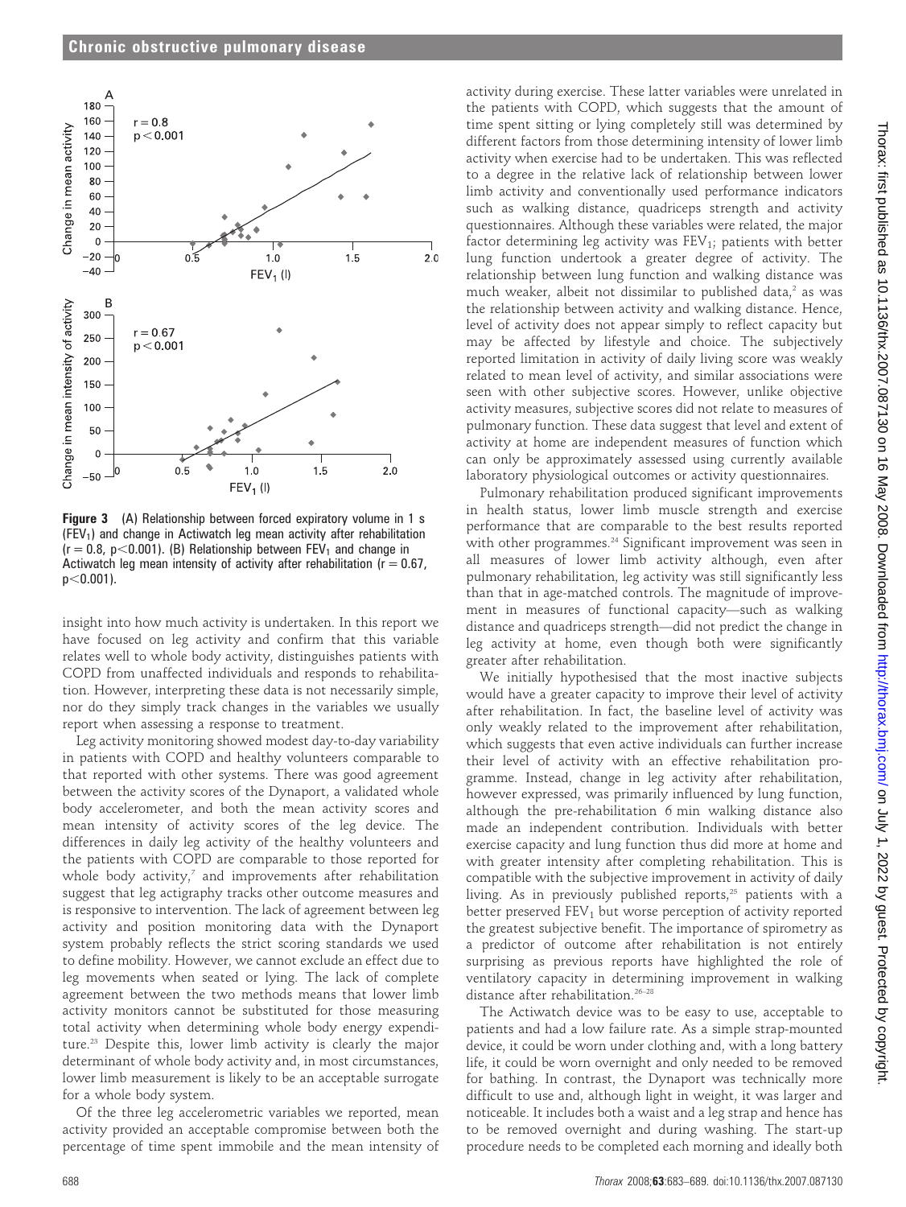Figure 3 (A) Relationship between forced expiratory volume in 1 s ($FEV_1$) and change in Actiwatch leg mean activity after rehabilitation ($r = 0.8$, $p<0.001$). (B) Relationship between $FEV_1$ and change in Actiwatch leg mean intensity of activity after rehabilitation ($r = 0.67$, $p<0.001$).

insight into how much activity is undertaken. In this report we have focused on leg activity and confirm that this variable relates well to whole body activity, distinguishes patients with COPD from unaffected individuals and responds to rehabilitation. However, interpreting these data is not necessarily simple, nor do they simply track changes in the variables we usually report when assessing a response to treatment.

Leg activity monitoring showed modest day-to-day variability in patients with COPD and healthy volunteers comparable to that reported with other systems. There was good agreement between the activity scores of the Dynaport, a validated whole body accelerometer, and both the mean activity scores and mean intensity of activity scores of the leg device. The differences in daily leg activity of the healthy volunteers and the patients with COPD are comparable to those reported for whole body activity,[7] and improvements after rehabilitation suggest that leg actigraphy tracks other outcome measures and is responsive to intervention. The lack of agreement between leg activity and position monitoring data with the Dynaport system probably reflects the strict scoring standards we used to define mobility. However, we cannot exclude an effect due to leg movements when seated or lying. The lack of complete agreement between the two methods means that lower limb activity monitors cannot be substituted for those measuring total activity when determining whole body energy expenditure.[23] Despite this, lower limb activity is clearly the major determinant of whole body activity and, in most circumstances, lower limb measurement is likely to be an acceptable surrogate for a whole body system.

Of the three leg accelerometric variables we reported, mean activity provided an acceptable compromise between both the percentage of time spent immobile and the mean intensity of activity during exercise. These latter variables were unrelated in the patients with COPD, which suggests that the amount of time spent sitting or lying completely still was determined by different factors from those determining intensity of lower limb activity when exercise had to be undertaken. This was reflected to a degree in the relative lack of relationship between lower limb activity and conventionally used performance indicators such as walking distance, quadriceps strength and activity questionnaires. Although these variables were related, the major factor determining leg activity was $FEV_1$; patients with better lung function undertook a greater degree of activity. The relationship between lung function and walking distance was much weaker, albeit not dissimilar to published data,[2] as was the relationship between activity and walking distance. Hence, level of activity does not appear simply to reflect capacity but may be affected by lifestyle and choice. The subjectively reported limitation in activity of daily living score was weakly related to mean level of activity, and similar associations were seen with other subjective scores. However, unlike objective activity measures, subjective scores did not relate to measures of pulmonary function. These data suggest that level and extent of activity at home are independent measures of function which can only be approximately assessed using currently available laboratory physiological outcomes or activity questionnaires.

Pulmonary rehabilitation produced significant improvements in health status, lower limb muscle strength and exercise performance that are comparable to the best results reported with other programmes.[24] Significant improvement was seen in all measures of lower limb activity although, even after pulmonary rehabilitation, leg activity was still significantly less than that in age-matched controls. The magnitude of improvement in measures of functional capacity—such as walking distance and quadriceps strength—did not predict the change in leg activity at home, even though both were significantly greater after rehabilitation.

We initially hypothesised that the most inactive subjects would have a greater capacity to improve their level of activity after rehabilitation. In fact, the baseline level of activity was only weakly related to the improvement after rehabilitation, which suggests that even active individuals can further increase their level of activity with an effective rehabilitation programme. Instead, change in leg activity after rehabilitation, however expressed, was primarily influenced by lung function, although the pre-rehabilitation 6 min walking distance also made an independent contribution. Individuals with better exercise capacity and lung function thus did more at home and with greater intensity after completing rehabilitation. This is compatible with the subjective improvement in activity of daily living. As in previously published reports,[25] patients with a better preserved $FEV_1$ but worse perception of activity reported the greatest subjective benefit. The importance of spirometry as a predictor of outcome after rehabilitation is not entirely surprising as previous reports have highlighted the role of ventilatory capacity in determining improvement in walking distance after rehabilitation.[26–28]

The Actiwatch device was to be easy to use, acceptable to patients and had a low failure rate. As a simple strap-mounted device, it could be worn under clothing and, with a long battery life, it could be worn overnight and only needed to be removed for bathing. In contrast, the Dynaport was technically more difficult to use and, although light in weight, it was larger and noticeable. It includes both a waist and a leg strap and hence has to be removed overnight and during washing. The start-up procedure needs to be completed each morning and ideally both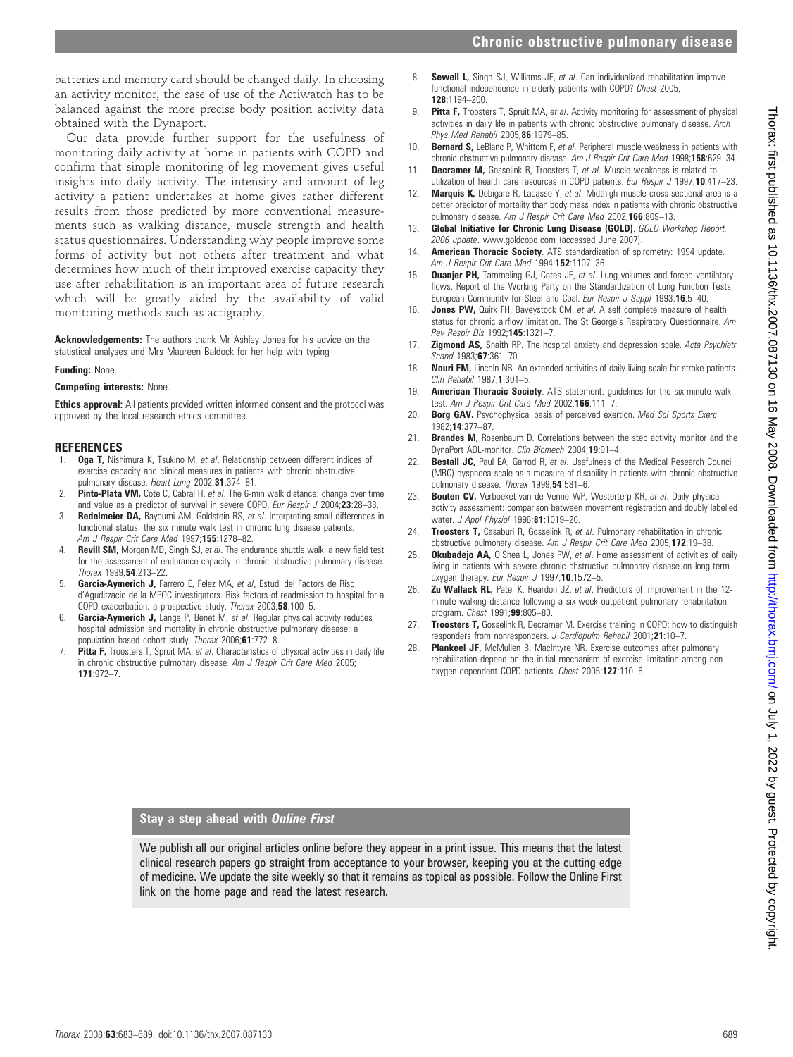batteries and memory card should be changed daily. In choosing an activity monitor, the ease of use of the Actiwatch has to be balanced against the more precise body position activity data obtained with the Dynaport.

Our data provide further support for the usefulness of monitoring daily activity at home in patients with COPD and confirm that simple monitoring of leg movement gives useful insights into daily activity. The intensity and amount of leg activity a patient undertakes at home gives rather different results from those predicted by more conventional measurements such as walking distance, muscle strength and health status questionnaires. Understanding why people improve some forms of activity but not others after treatment and what determines how much of their improved exercise capacity they use after rehabilitation is an important area of future research which will be greatly aided by the availability of valid monitoring methods such as actigraphy.

**Acknowledgements:** The authors thank Mr Ashley Jones for his advice on the statistical analyses and Mrs Maureen Baldock for her help with typing

**Funding:** None.

**Competing interests:** None.

**Ethics approval:** All patients provided written informed consent and the protocol was approved by the local research ethics committee.

## REFERENCES

1. **Oga T,** Nishimura K, Tsukino M, *et al*. Relationship between different indices of exercise capacity and clinical measures in patients with chronic obstructive pulmonary disease. *Heart Lung* 2002;**31**:374–81.
2. **Pinto-Plata VM,** Cote C, Cabral H, *et al*. The 6-min walk distance: change over time and value as a predictor of survival in severe COPD. *Eur Respir J* 2004;**23**:28–33.
3. **Redelmeier DA,** Bayoumi AM, Goldstein RS, *et al*. Interpreting small differences in functional status: the six minute walk test in chronic lung disease patients. *Am J Respir Crit Care Med* 1997;**155**:1278–82.
4. **Revill SM,** Morgan MD, Singh SJ, *et al*. The endurance shuttle walk: a new field test for the assessment of endurance capacity in chronic obstructive pulmonary disease. *Thorax* 1999;**54**:213–22.
5. **Garcia-Aymerich J,** Farrero E, Felez MA, *et al*, Estudi del Factors de Risc d'Aguditzacio de la MPOC investigators. Risk factors of readmission to hospital for a COPD exacerbation: a prospective study. *Thorax* 2003;**58**:100–5.
6. **Garcia-Aymerich J,** Lange P, Benet M, *et al*. Regular physical activity reduces hospital admission and mortality in chronic obstructive pulmonary disease: a population based cohort study. *Thorax* 2006;**61**:772–8.
7. **Pitta F,** Troosters T, Spruit MA, *et al*. Characteristics of physical activities in daily life in chronic obstructive pulmonary disease. *Am J Respir Crit Care Med* 2005; **171**:972–7.
8. **Sewell L,** Singh SJ, Williams JE, *et al*. Can individualized rehabilitation improve functional independence in elderly patients with COPD? *Chest* 2005; **128**:1194–200.
9. **Pitta F,** Troosters T, Spruit MA, *et al*. Activity monitoring for assessment of physical activities in daily life in patients with chronic obstructive pulmonary disease. *Arch Phys Med Rehabil* 2005;**86**:1979–85.
10. **Bernard S,** LeBlanc P, Whittom F, *et al*. Peripheral muscle weakness in patients with chronic obstructive pulmonary disease. *Am J Respir Crit Care Med* 1998;**158**:629–34.
11. **Decramer M,** Gosselink R, Troosters T, *et al*. Muscle weakness is related to utilization of health care resources in COPD patients. *Eur Respir J* 1997;**10**:417–23.
12. **Marquis K,** Debigare R, Lacasse Y, *et al*. Midthigh muscle cross-sectional area is a better predictor of mortality than body mass index in patients with chronic obstructive pulmonary disease. *Am J Respir Crit Care Med* 2002;**166**:809–13.
13. **Global Initiative for Chronic Lung Disease (GOLD)**. *GOLD Workshop Report, 2006 update*. www.goldcopd.com (accessed June 2007).
14. **American Thoracic Society**. ATS standardization of spirometry: 1994 update. *Am J Respir Crit Care Med* 1994:**152**:1107–36.
15. **Quanjer PH,** Tammeling GJ, Cotes JE, *et al*. Lung volumes and forced ventilatory flows. Report of the Working Party on the Standardization of Lung Function Tests, European Community for Steel and Coal. *Eur Respir J Suppl* 1993:**16**:5–40.
16. **Jones PW,** Quirk FH, Baveystock CM, *et al*. A self complete measure of health status for chronic airflow limitation. The St George's Respiratory Questionnaire. *Am Rev Respir Dis* 1992;**145**:1321–7.
17. **Zigmond AS,** Snaith RP. The hospital anxiety and depression scale. *Acta Psychiatr Scand* 1983;**67**:361–70.
18. **Nouri FM,** Lincoln NB. An extended activities of daily living scale for stroke patients. *Clin Rehabil* 1987;**1**:301–5.
19. **American Thoracic Society**. ATS statement: guidelines for the six-minute walk test. *Am J Respir Crit Care Med* 2002;**166**:111–7.
20. **Borg GAV.** Psychophysical basis of perceived exertion. *Med Sci Sports Exerc* 1982;**14**:377–87.
21. **Brandes M,** Rosenbaum D. Correlations between the step activity monitor and the DynaPort ADL-monitor. *Clin Biomech* 2004;**19**:91–4.
22. **Bestall JC,** Paul EA, Garrod R, *et al*. Usefulness of the Medical Research Council (MRC) dyspnoea scale as a measure of disability in patients with chronic obstructive pulmonary disease. *Thorax* 1999;**54**:581–6.
23. **Bouten CV,** Verboeket-van de Venne WP, Westerterp KR, *et al*. Daily physical activity assessment: comparison between movement registration and doubly labelled water. *J Appl Physiol* 1996;**81**:1019–26.
24. **Troosters T,** Casaburi R, Gosselink R, *et al*. Pulmonary rehabilitation in chronic obstructive pulmonary disease. *Am J Respir Crit Care Med* 2005;**172**:19–38.
25. **Okubadejo AA,** O'Shea L, Jones PW, *et al*. Home assessment of activities of daily living in patients with severe chronic obstructive pulmonary disease on long-term oxygen therapy. *Eur Respir J* 1997;**10**:1572–5.
26. **Zu Wallack RL,** Patel K, Reardon JZ, *et al*. Predictors of improvement in the 12-minute walking distance following a six-week outpatient pulmonary rehabilitation program. *Chest* 1991;**99**:805–80.
27. **Troosters T,** Gosselink R, Decramer M. Exercise training in COPD: how to distinguish responders from nonresponders. *J Cardiopulm Rehabil* 2001;**21**:10–7.
28. **Plankeel JF,** McMullen B, MacIntyre NR. Exercise outcomes after pulmonary rehabilitation depend on the initial mechanism of exercise limitation among non-oxygen-dependent COPD patients. *Chest* 2005;**127**:110–6.

### Stay a step ahead with *Online First*

We publish all our original articles online before they appear in a print issue. This means that the latest clinical research papers go straight from acceptance to your browser, keeping you at the cutting edge of medicine. We update the site weekly so that it remains as topical as possible. Follow the Online First link on the home page and read the latest research.